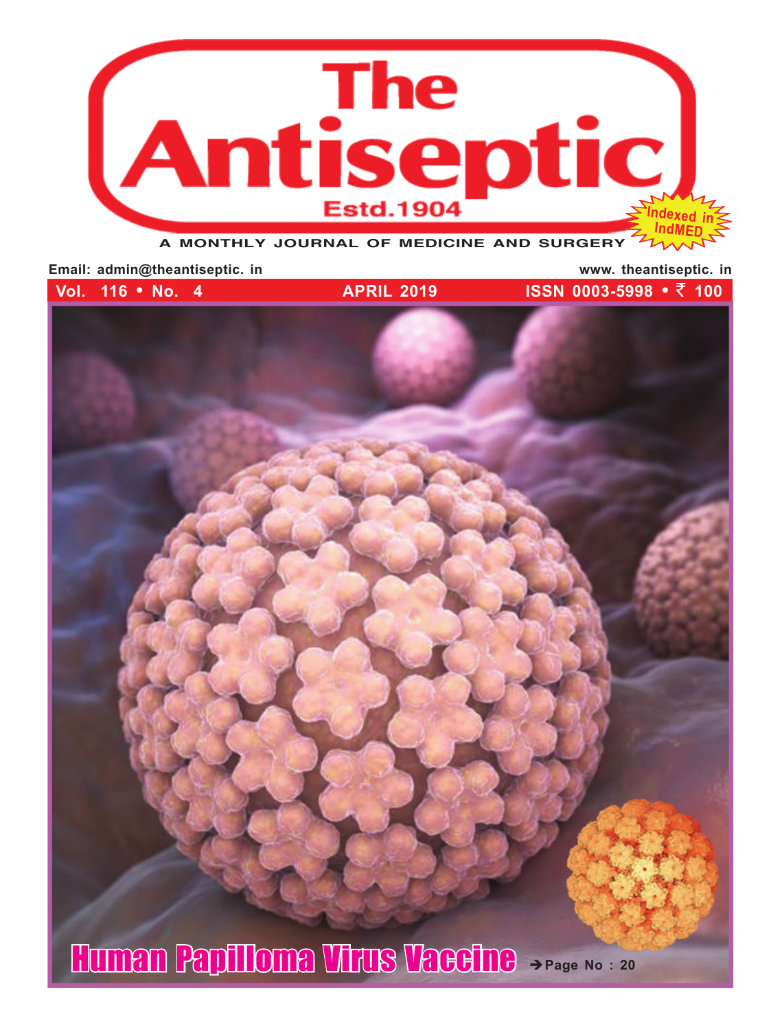# The Antiseptic

Estd.1904

Indexed in IndMED

A MONTHLY JOURNAL OF MEDICINE AND SURGERY

Email: admin@theantiseptic. in

www. theantiseptic. in

Vol. 116 • No. 4 | APRIL 2019 | ISSN 0003-5998 • ₹ 100

## Human Papilloma Virus Vaccine

➔ Page No : 20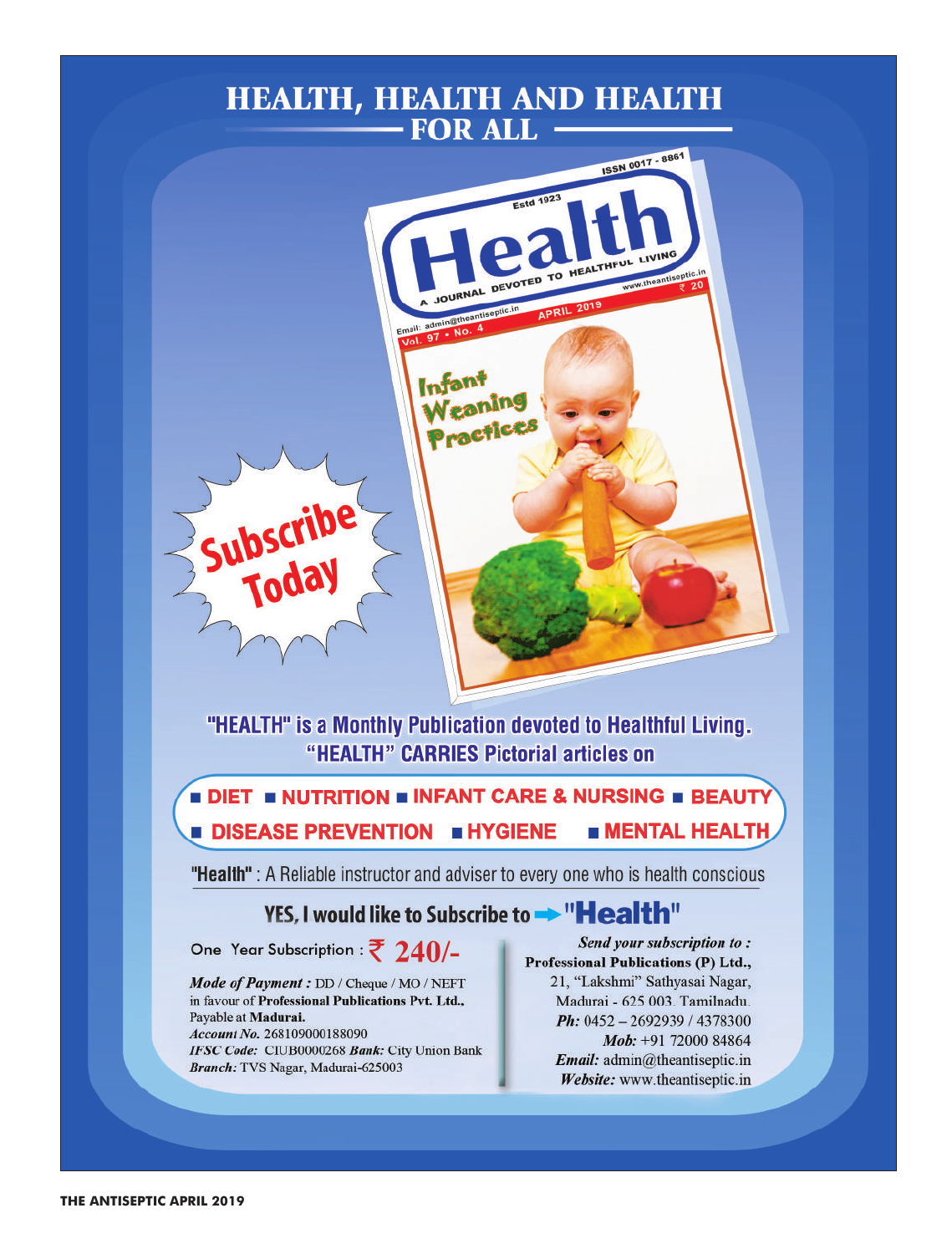# HEALTH, HEALTH AND HEALTH FOR ALL

Subscribe Today

"HEALTH" is a Monthly Publication devoted to Healthful Living.
"HEALTH" CARRIES Pictorial articles on

- DIET
- NUTRITION
- INFANT CARE & NURSING
- BEAUTY
- DISEASE PREVENTION
- HYGIENE
- MENTAL HEALTH

**"Health"** : A Reliable instructor and adviser to every one who is health conscious

## YES, I would like to Subscribe to → "Health"

One Year Subscription : ₹ 240/-

***Mode of Payment :*** DD / Cheque / MO / NEFT in favour of **Professional Publications Pvt. Ltd.,** Payable at **Madurai.**
***Account No.*** 268109000188090
***IFSC Code:*** CIUB0000268 ***Bank:*** City Union Bank
***Branch:*** TVS Nagar, Madurai-625003

***Send your subscription to :***
**Professional Publications (P) Ltd.,**
21, "Lakshmi" Sathyasai Nagar,
Madurai - 625 003. Tamilnadu.
***Ph:*** 0452 – 2692939 / 4378300
***Mob:*** +91 72000 84864
***Email:*** admin@theantiseptic.in
***Website:*** www.theantiseptic.in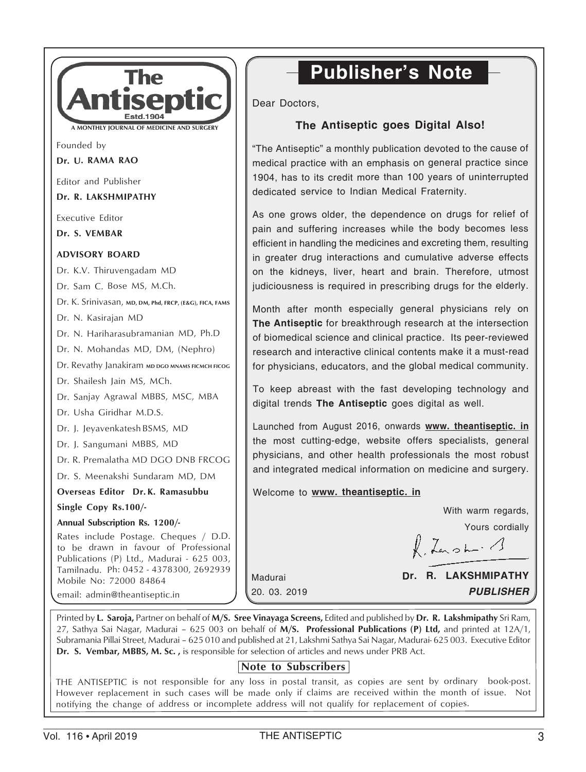# The Antiseptic

Estd.1904

A MONTHLY JOURNAL OF MEDICINE AND SURGERY

Founded by

**Dr. U. RAMA RAO**

Editor and Publisher

**Dr. R. LAKSHMIPATHY**

Executive Editor

**Dr. S. VEMBAR**

**ADVISORY BOARD**

Dr. K.V. Thiruvengadam MD

Dr. Sam C. Bose MS, M.Ch.

Dr. K. Srinivasan, MD, DM, Phd, FRCP, (E&G), FICA, FAMS

Dr. N. Kasirajan MD

Dr. N. Hariharasubramanian MD, Ph.D

Dr. N. Mohandas MD, DM, (Nephro)

Dr. Revathy Janakiram MD DGO MNAMS FICMCH FICOG

Dr. Shailesh Jain MS, MCh.

Dr. Sanjay Agrawal MBBS, MSC, MBA

Dr. Usha Giridhar M.D.S.

Dr. J. Jeyavenkatesh BSMS, MD

Dr. J. Sangumani MBBS, MD

Dr. R. Premalatha MD DGO DNB FRCOG

Dr. S. Meenakshi Sundaram MD, DM

**Overseas Editor Dr. K. Ramasubbu**

**Single Copy Rs.100/-**

**Annual Subscription Rs. 1200/-**

Rates include Postage. Cheques / D.D. to be drawn in favour of Professional Publications (P) Ltd., Madurai - 625 003, Tamilnadu. Ph: 0452 - 4378300, 2692939 Mobile No: 72000 84864

email: admin@theantiseptic.in

## Publisher's Note

Dear Doctors,

### The Antiseptic goes Digital Also!

"The Antiseptic" a monthly publication devoted to the cause of medical practice with an emphasis on general practice since 1904, has to its credit more than 100 years of uninterrupted dedicated service to Indian Medical Fraternity.

As one grows older, the dependence on drugs for relief of pain and suffering increases while the body becomes less efficient in handling the medicines and excreting them, resulting in greater drug interactions and cumulative adverse effects on the kidneys, liver, heart and brain. Therefore, utmost judiciousness is required in prescribing drugs for the elderly.

Month after month especially general physicians rely on **The Antiseptic** for breakthrough research at the intersection of biomedical science and clinical practice. Its peer-reviewed research and interactive clinical contents make it a must-read for physicians, educators, and the global medical community.

To keep abreast with the fast developing technology and digital trends **The Antiseptic** goes digital as well.

Launched from August 2016, onwards **www. theantiseptic. in** the most cutting-edge, website offers specialists, general physicians, and other health professionals the most robust and integrated medical information on medicine and surgery.

Welcome to **www. theantiseptic. in**

With warm regards,

Yours cordially

Madurai

20. 03. 2019

**Dr. R. LAKSHMIPATHY**

***PUBLISHER***

Printed by **L. Saroja,** Partner on behalf of **M/S. Sree Vinayaga Screens,** Edited and published by **Dr. R. Lakshmipathy** Sri Ram, 27, Sathya Sai Nagar, Madurai – 625 003 on behalf of **M/S. Professional Publications (P) Ltd,** and printed at 12A/1, Subramania Pillai Street, Madurai – 625 010 and published at 21, Lakshmi Sathya Sai Nagar, Madurai- 625 003. Executive Editor **Dr. S. Vembar, MBBS, M. Sc. ,** is responsible for selection of articles and news under PRB Act.

**Note to Subscribers**

THE ANTISEPTIC is not responsible for any loss in postal transit, as copies are sent by ordinary book-post. However replacement in such cases will be made only if claims are received within the month of issue. Not notifying the change of address or incomplete address will not qualify for replacement of copies.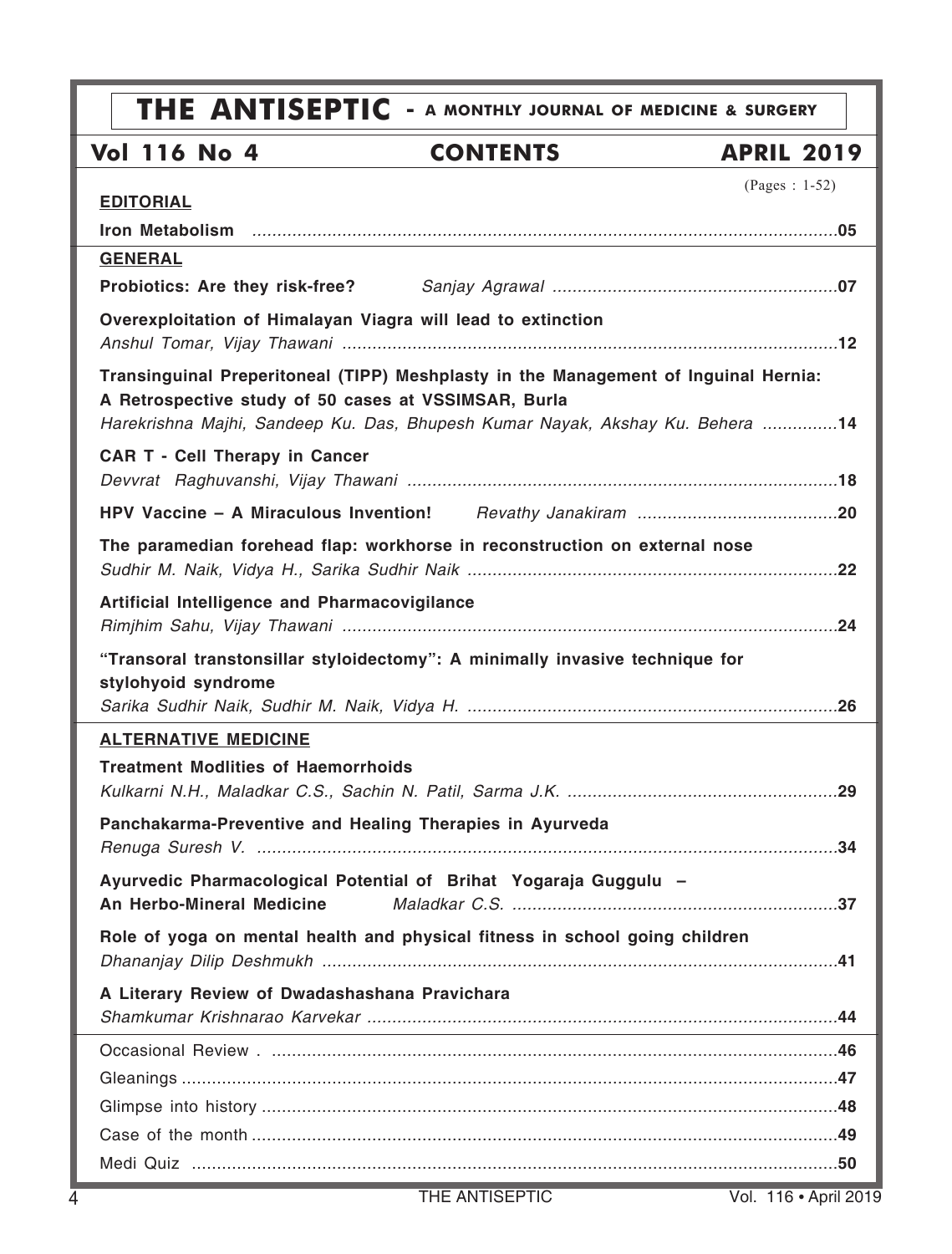# THE ANTISEPTIC - A MONTHLY JOURNAL OF MEDICINE & SURGERY

**Vol 116 No 4** **CONTENTS** **APRIL 2019**

(Pages : 1-52)

**EDITORIAL**

**Iron Metabolism** .....05

**GENERAL**

**Probiotics: Are they risk-free?** *Sanjay Agrawal* .....07

**Overexploitation of Himalayan Viagra will lead to extinction**
*Anshul Tomar, Vijay Thawani* .....12

**Transinguinal Preperitoneal (TIPP) Meshplasty in the Management of Inguinal Hernia: A Retrospective study of 50 cases at VSSIMSAR, Burla**
*Harekrishna Majhi, Sandeep Ku. Das, Bhupesh Kumar Nayak, Akshay Ku. Behera* .....14

**CAR T - Cell Therapy in Cancer**
*Devvrat Raghuvanshi, Vijay Thawani* .....18

**HPV Vaccine – A Miraculous Invention!** *Revathy Janakiram* .....20

**The paramedian forehead flap: workhorse in reconstruction on external nose**
*Sudhir M. Naik, Vidya H., Sarika Sudhir Naik* .....22

**Artificial Intelligence and Pharmacovigilance**
*Rimjhim Sahu, Vijay Thawani* .....24

**"Transoral transtonsillar styloidectomy": A minimally invasive technique for stylohyoid syndrome**
*Sarika Sudhir Naik, Sudhir M. Naik, Vidya H.* .....26

**ALTERNATIVE MEDICINE**

**Treatment Modlities of Haemorrhoids**
*Kulkarni N.H., Maladkar C.S., Sachin N. Patil, Sarma J.K.* .....29

**Panchakarma-Preventive and Healing Therapies in Ayurveda**
*Renuga Suresh V.* .....34

**Ayurvedic Pharmacological Potential of Brihat Yogaraja Guggulu – An Herbo-Mineral Medicine** *Maladkar C.S.* .....37

**Role of yoga on mental health and physical fitness in school going children**
*Dhananjay Dilip Deshmukh* .....41

**A Literary Review of Dwadashashana Pravichara**
*Shamkumar Krishnarao Karvekar* .....44

Occasional Review . .....46

Gleanings .....47

Glimpse into history .....48

Case of the month .....49

Medi Quiz .....50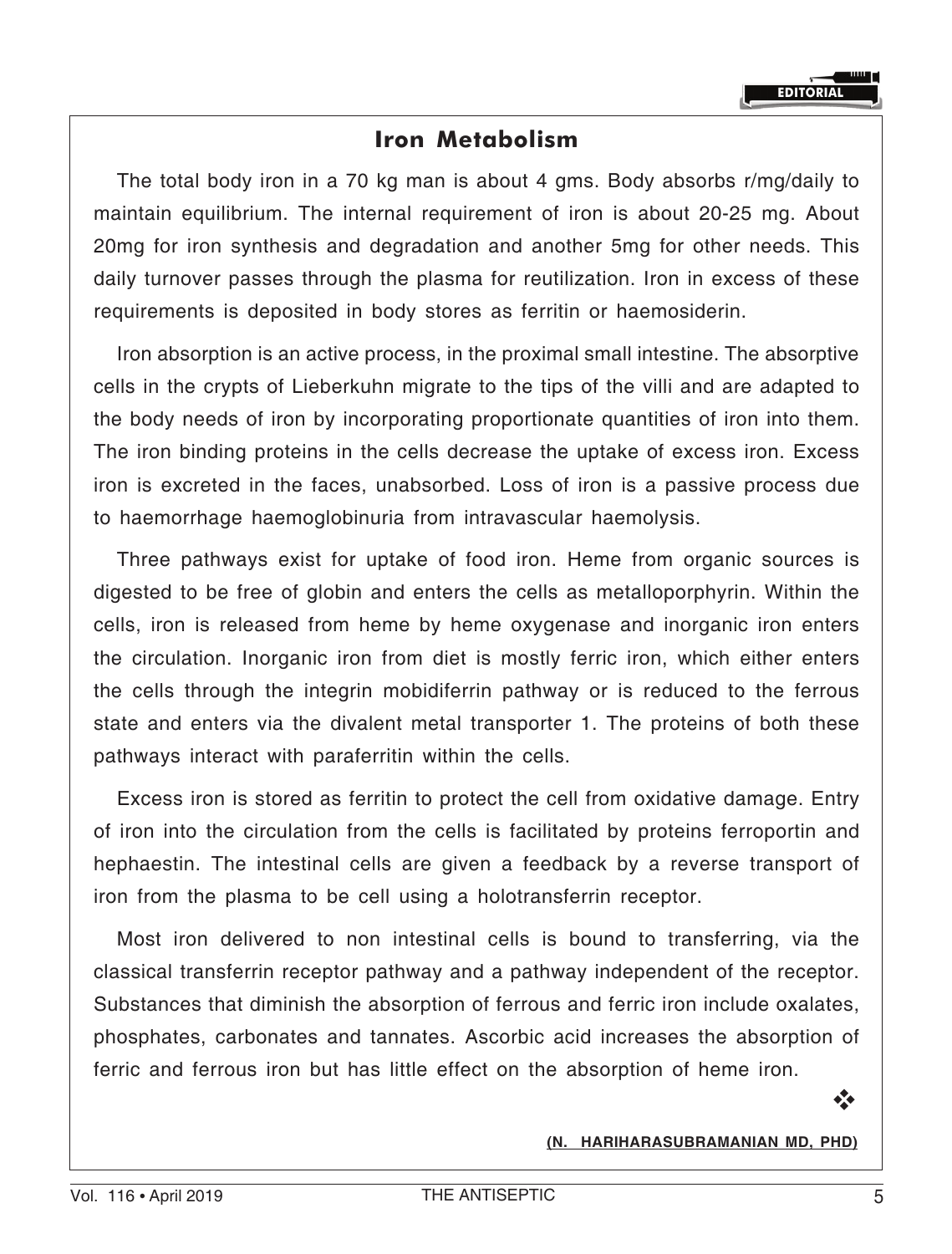EDITORIAL

## Iron Metabolism

The total body iron in a 70 kg man is about 4 gms. Body absorbs r/mg/daily to maintain equilibrium. The internal requirement of iron is about 20-25 mg. About 20mg for iron synthesis and degradation and another 5mg for other needs. This daily turnover passes through the plasma for reutilization. Iron in excess of these requirements is deposited in body stores as ferritin or haemosiderin.

Iron absorption is an active process, in the proximal small intestine. The absorptive cells in the crypts of Lieberkuhn migrate to the tips of the villi and are adapted to the body needs of iron by incorporating proportionate quantities of iron into them. The iron binding proteins in the cells decrease the uptake of excess iron. Excess iron is excreted in the faces, unabsorbed. Loss of iron is a passive process due to haemorrhage haemoglobinuria from intravascular haemolysis.

Three pathways exist for uptake of food iron. Heme from organic sources is digested to be free of globin and enters the cells as metalloporphyrin. Within the cells, iron is released from heme by heme oxygenase and inorganic iron enters the circulation. Inorganic iron from diet is mostly ferric iron, which either enters the cells through the integrin mobidiferrin pathway or is reduced to the ferrous state and enters via the divalent metal transporter 1. The proteins of both these pathways interact with paraferritin within the cells.

Excess iron is stored as ferritin to protect the cell from oxidative damage. Entry of iron into the circulation from the cells is facilitated by proteins ferroportin and hephaestin. The intestinal cells are given a feedback by a reverse transport of iron from the plasma to be cell using a holotransferrin receptor.

Most iron delivered to non intestinal cells is bound to transferring, via the classical transferrin receptor pathway and a pathway independent of the receptor. Substances that diminish the absorption of ferrous and ferric iron include oxalates, phosphates, carbonates and tannates. Ascorbic acid increases the absorption of ferric and ferrous iron but has little effect on the absorption of heme iron.

❖

**(N. HARIHARASUBRAMANIAN MD, PHD)**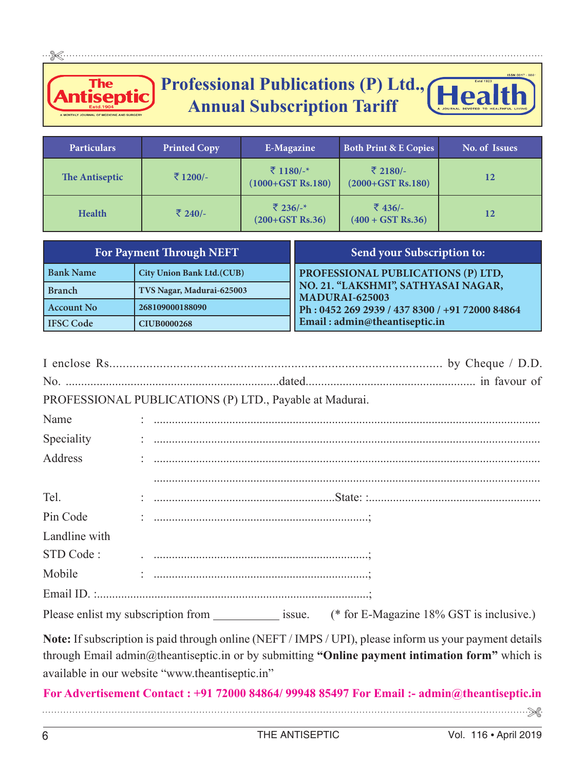# Professional Publications (P) Ltd., Annual Subscription Tariff

| Particulars | Printed Copy | E-Magazine | Both Print & E Copies | No. of Issues |
|---|---|---|---|---|
| The Antiseptic | ₹ 1200/- | ₹ 1180/-* (1000+GST Rs.180) | ₹ 2180/- (2000+GST Rs.180) | 12 |
| Health | ₹ 240/- | ₹ 236/-* (200+GST Rs.36) | ₹ 436/- (400 + GST Rs.36) | 12 |

| For Payment Through NEFT | |
|---|---|
| Bank Name | City Union Bank Ltd.(CUB) |
| Branch | TVS Nagar, Madurai-625003 |
| Account No | 268109000188090 |
| IFSC Code | CIUB0000268 |

**Send your Subscription to:**

**PROFESSIONAL PUBLICATIONS (P) LTD,**
**NO. 21. "LAKSHMI", SATHYASAI NAGAR,**
**MADURAI-625003**
**Ph : 0452 269 2939 / 437 8300 / +91 72000 84864**
**Email : admin@theantiseptic.in**

I enclose Rs.................................................................................................. by Cheque / D.D. No. ....................................................................dated...................................................... in favour of PROFESSIONAL PUBLICATIONS (P) LTD., Payable at Madurai.

Name : ..............................................................................................................................

Speciality : ..............................................................................................................................

Address : ..............................................................................................................................

..............................................................................................................................

Tel. : ..........................................................State: :.......................................................

Pin Code : ......................................................................;

Landline with STD Code : ......................................................................;

Mobile : ......................................................................;

Email ID. :..........................................................................................;

Please enlist my subscription from ___________ issue. (* for E-Magazine 18% GST is inclusive.)

**Note:** If subscription is paid through online (NEFT / IMPS / UPI), please inform us your payment details through Email admin@theantiseptic.in or by submitting **"Online payment intimation form"** which is available in our website "www.theantiseptic.in"

**For Advertisement Contact : +91 72000 84864/ 99948 85497 For Email :- admin@theantiseptic.in**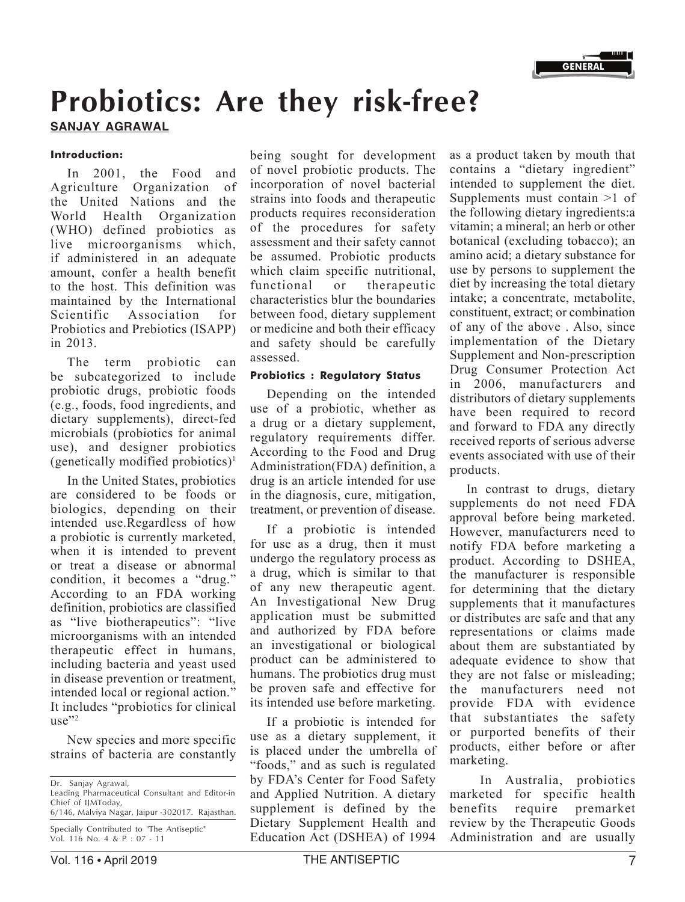# Probiotics: Are they risk-free?

**SANJAY AGRAWAL**

#### Introduction:

In 2001, the Food and Agriculture Organization of the United Nations and the World Health Organization (WHO) defined probiotics as live microorganisms which, if administered in an adequate amount, confer a health benefit to the host. This definition was maintained by the International Scientific Association for Probiotics and Prebiotics (ISAPP) in 2013.

The term probiotic can be subcategorized to include probiotic drugs, probiotic foods (e.g., foods, food ingredients, and dietary supplements), direct-fed microbials (probiotics for animal use), and designer probiotics (genetically modified probiotics)[1]

In the United States, probiotics are considered to be foods or biologics, depending on their intended use.Regardless of how a probiotic is currently marketed, when it is intended to prevent or treat a disease or abnormal condition, it becomes a "drug." According to an FDA working definition, probiotics are classified as "live biotherapeutics": "live microorganisms with an intended therapeutic effect in humans, including bacteria and yeast used in disease prevention or treatment, intended local or regional action." It includes "probiotics for clinical use"[2]

New species and more specific strains of bacteria are constantly being sought for development of novel probiotic products. The incorporation of novel bacterial strains into foods and therapeutic products requires reconsideration of the procedures for safety assessment and their safety cannot be assumed. Probiotic products which claim specific nutritional, functional or therapeutic characteristics blur the boundaries between food, dietary supplement or medicine and both their efficacy and safety should be carefully assessed.

#### Probiotics : Regulatory Status

Depending on the intended use of a probiotic, whether as a drug or a dietary supplement, regulatory requirements differ. According to the Food and Drug Administration(FDA) definition, a drug is an article intended for use in the diagnosis, cure, mitigation, treatment, or prevention of disease.

If a probiotic is intended for use as a drug, then it must undergo the regulatory process as a drug, which is similar to that of any new therapeutic agent. An Investigational New Drug application must be submitted and authorized by FDA before an investigational or biological product can be administered to humans. The probiotics drug must be proven safe and effective for its intended use before marketing.

If a probiotic is intended for use as a dietary supplement, it is placed under the umbrella of "foods," and as such is regulated by FDA's Center for Food Safety and Applied Nutrition. A dietary supplement is defined by the Dietary Supplement Health and Education Act (DSHEA) of 1994 as a product taken by mouth that contains a "dietary ingredient" intended to supplement the diet. Supplements must contain >1 of the following dietary ingredients:a vitamin; a mineral; an herb or other botanical (excluding tobacco); an amino acid; a dietary substance for use by persons to supplement the diet by increasing the total dietary intake; a concentrate, metabolite, constituent, extract; or combination of any of the above . Also, since implementation of the Dietary Supplement and Non-prescription Drug Consumer Protection Act in 2006, manufacturers and distributors of dietary supplements have been required to record and forward to FDA any directly received reports of serious adverse events associated with use of their products.

In contrast to drugs, dietary supplements do not need FDA approval before being marketed. However, manufacturers need to notify FDA before marketing a product. According to DSHEA, the manufacturer is responsible for determining that the dietary supplements that it manufactures or distributes are safe and that any representations or claims made about them are substantiated by adequate evidence to show that they are not false or misleading; the manufacturers need not provide FDA with evidence that substantiates the safety or purported benefits of their products, either before or after marketing.

In Australia, probiotics marketed for specific health benefits require premarket review by the Therapeutic Goods Administration and are usually

---

Dr. Sanjay Agrawal,
Leading Pharmaceutical Consultant and Editor-in Chief of IJMToday,
6/146, Malviya Nagar, Jaipur -302017. Rajasthan.

Specially Contributed to "The Antiseptic"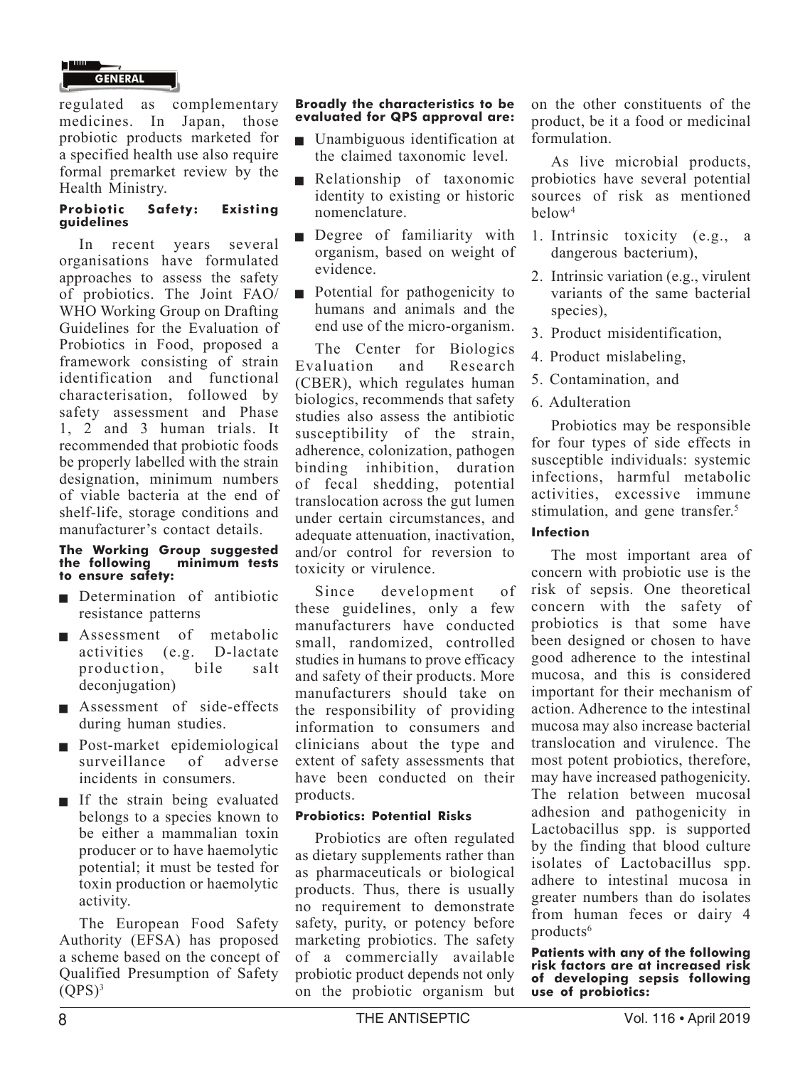regulated as complementary medicines. In Japan, those probiotic products marketed for a specified health use also require formal premarket review by the Health Ministry.

#### Probiotic Safety: Existing guidelines

In recent years several organisations have formulated approaches to assess the safety of probiotics. The Joint FAO/ WHO Working Group on Drafting Guidelines for the Evaluation of Probiotics in Food, proposed a framework consisting of strain identification and functional characterisation, followed by safety assessment and Phase 1, 2 and 3 human trials. It recommended that probiotic foods be properly labelled with the strain designation, minimum numbers of viable bacteria at the end of shelf-life, storage conditions and manufacturer's contact details.

**The Working Group suggested the following minimum tests to ensure safety:**

- Determination of antibiotic resistance patterns
- Assessment of metabolic activities (e.g. D-lactate production, bile salt deconjugation)
- Assessment of side-effects during human studies.
- Post-market epidemiological surveillance of adverse incidents in consumers.
- If the strain being evaluated belongs to a species known to be either a mammalian toxin producer or to have haemolytic potential; it must be tested for toxin production or haemolytic activity.

The European Food Safety Authority (EFSA) has proposed a scheme based on the concept of Qualified Presumption of Safety (QPS)[3]

**Broadly the characteristics to be evaluated for QPS approval are:**

- Unambiguous identification at the claimed taxonomic level.
- Relationship of taxonomic identity to existing or historic nomenclature.
- Degree of familiarity with organism, based on weight of evidence.
- Potential for pathogenicity to humans and animals and the end use of the micro-organism.

The Center for Biologics Evaluation and Research (CBER), which regulates human biologics, recommends that safety studies also assess the antibiotic susceptibility of the strain, adherence, colonization, pathogen binding inhibition, duration of fecal shedding, potential translocation across the gut lumen under certain circumstances, and adequate attenuation, inactivation, and/or control for reversion to toxicity or virulence.

Since development of these guidelines, only a few manufacturers have conducted small, randomized, controlled studies in humans to prove efficacy and safety of their products. More manufacturers should take on the responsibility of providing information to consumers and clinicians about the type and extent of safety assessments that have been conducted on their products.

#### Probiotics: Potential Risks

Probiotics are often regulated as dietary supplements rather than as pharmaceuticals or biological products. Thus, there is usually no requirement to demonstrate safety, purity, or potency before marketing probiotics. The safety of a commercially available probiotic product depends not only on the probiotic organism but on the other constituents of the product, be it a food or medicinal formulation.

As live microbial products, probiotics have several potential sources of risk as mentioned below[4]

1. Intrinsic toxicity (e.g., a dangerous bacterium),
2. Intrinsic variation (e.g., virulent variants of the same bacterial species),
3. Product misidentification,
4. Product mislabeling,
5. Contamination, and
6. Adulteration

Probiotics may be responsible for four types of side effects in susceptible individuals: systemic infections, harmful metabolic activities, excessive immune stimulation, and gene transfer.[5]

#### Infection

The most important area of concern with probiotic use is the risk of sepsis. One theoretical concern with the safety of probiotics is that some have been designed or chosen to have good adherence to the intestinal mucosa, and this is considered important for their mechanism of action. Adherence to the intestinal mucosa may also increase bacterial translocation and virulence. The most potent probiotics, therefore, may have increased pathogenicity. The relation between mucosal adhesion and pathogenicity in Lactobacillus spp. is supported by the finding that blood culture isolates of Lactobacillus spp. adhere to intestinal mucosa in greater numbers than do isolates from human feces or dairy 4 products[6]

**Patients with any of the following risk factors are at increased risk of developing sepsis following use of probiotics:**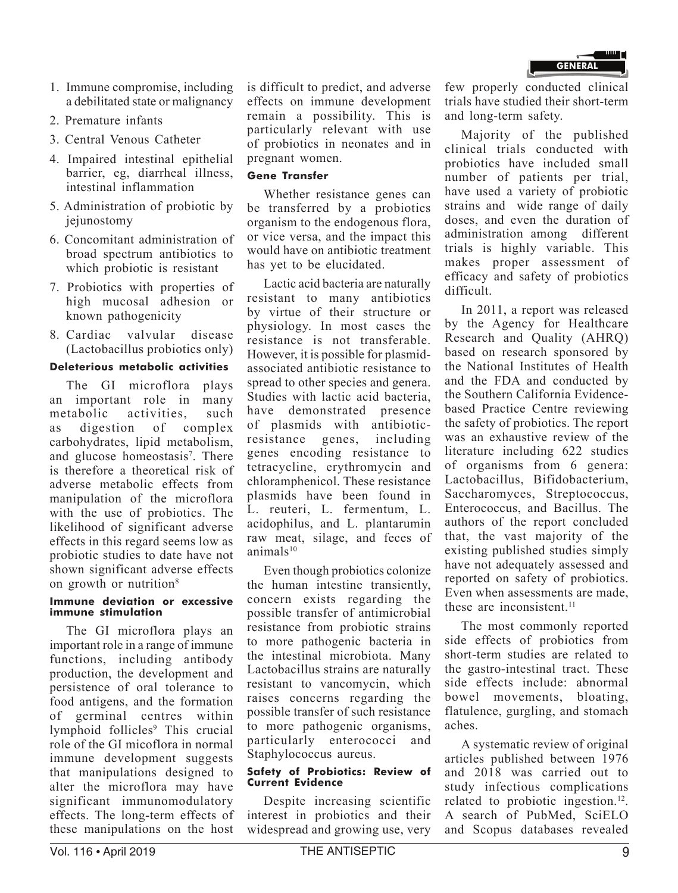1. Immune compromise, including a debilitated state or malignancy
2. Premature infants
3. Central Venous Catheter
4. Impaired intestinal epithelial barrier, eg, diarrheal illness, intestinal inflammation
5. Administration of probiotic by jejunostomy
6. Concomitant administration of broad spectrum antibiotics to which probiotic is resistant
7. Probiotics with properties of high mucosal adhesion or known pathogenicity
8. Cardiac valvular disease (Lactobacillus probiotics only)

#### Deleterious metabolic activities

The GI microflora plays an important role in many metabolic activities, such as digestion of complex carbohydrates, lipid metabolism, and glucose homeostasis[7]. There is therefore a theoretical risk of adverse metabolic effects from manipulation of the microflora with the use of probiotics. The likelihood of significant adverse effects in this regard seems low as probiotic studies to date have not shown significant adverse effects on growth or nutrition[8]

#### Immune deviation or excessive immune stimulation

The GI microflora plays an important role in a range of immune functions, including antibody production, the development and persistence of oral tolerance to food antigens, and the formation of germinal centres within lymphoid follicles[9] This crucial role of the GI micoflora in normal immune development suggests that manipulations designed to alter the microflora may have significant immunomodulatory effects. The long-term effects of these manipulations on the host is difficult to predict, and adverse effects on immune development remain a possibility. This is particularly relevant with use of probiotics in neonates and in pregnant women.

#### Gene Transfer

Whether resistance genes can be transferred by a probiotics organism to the endogenous flora, or vice versa, and the impact this would have on antibiotic treatment has yet to be elucidated.

Lactic acid bacteria are naturally resistant to many antibiotics by virtue of their structure or physiology. In most cases the resistance is not transferable. However, it is possible for plasmid-associated antibiotic resistance to spread to other species and genera. Studies with lactic acid bacteria, have demonstrated presence of plasmids with antibiotic-resistance genes, including genes encoding resistance to tetracycline, erythromycin and chloramphenicol. These resistance plasmids have been found in L. reuteri, L. fermentum, L. acidophilus, and L. plantarumin raw meat, silage, and feces of animals[10]

Even though probiotics colonize the human intestine transiently, concern exists regarding the possible transfer of antimicrobial resistance from probiotic strains to more pathogenic bacteria in the intestinal microbiota. Many Lactobacillus strains are naturally resistant to vancomycin, which raises concerns regarding the possible transfer of such resistance to more pathogenic organisms, particularly enterococci and Staphylococcus aureus.

#### Safety of Probiotics: Review of Current Evidence

Despite increasing scientific interest in probiotics and their widespread and growing use, very few properly conducted clinical trials have studied their short-term and long-term safety.

Majority of the published clinical trials conducted with probiotics have included small number of patients per trial, have used a variety of probiotic strains and wide range of daily doses, and even the duration of administration among different trials is highly variable. This makes proper assessment of efficacy and safety of probiotics difficult.

In 2011, a report was released by the Agency for Healthcare Research and Quality (AHRQ) based on research sponsored by the National Institutes of Health and the FDA and conducted by the Southern California Evidence-based Practice Centre reviewing the safety of probiotics. The report was an exhaustive review of the literature including 622 studies of organisms from 6 genera: Lactobacillus, Bifidobacterium, Saccharomyces, Streptococcus, Enterococcus, and Bacillus. The authors of the report concluded that, the vast majority of the existing published studies simply have not adequately assessed and reported on safety of probiotics. Even when assessments are made, these are inconsistent.[11]

The most commonly reported side effects of probiotics from short-term studies are related to the gastro-intestinal tract. These side effects include: abnormal bowel movements, bloating, flatulence, gurgling, and stomach aches.

A systematic review of original articles published between 1976 and 2018 was carried out to study infectious complications related to probiotic ingestion.[12]. A search of PubMed, SciELO and Scopus databases revealed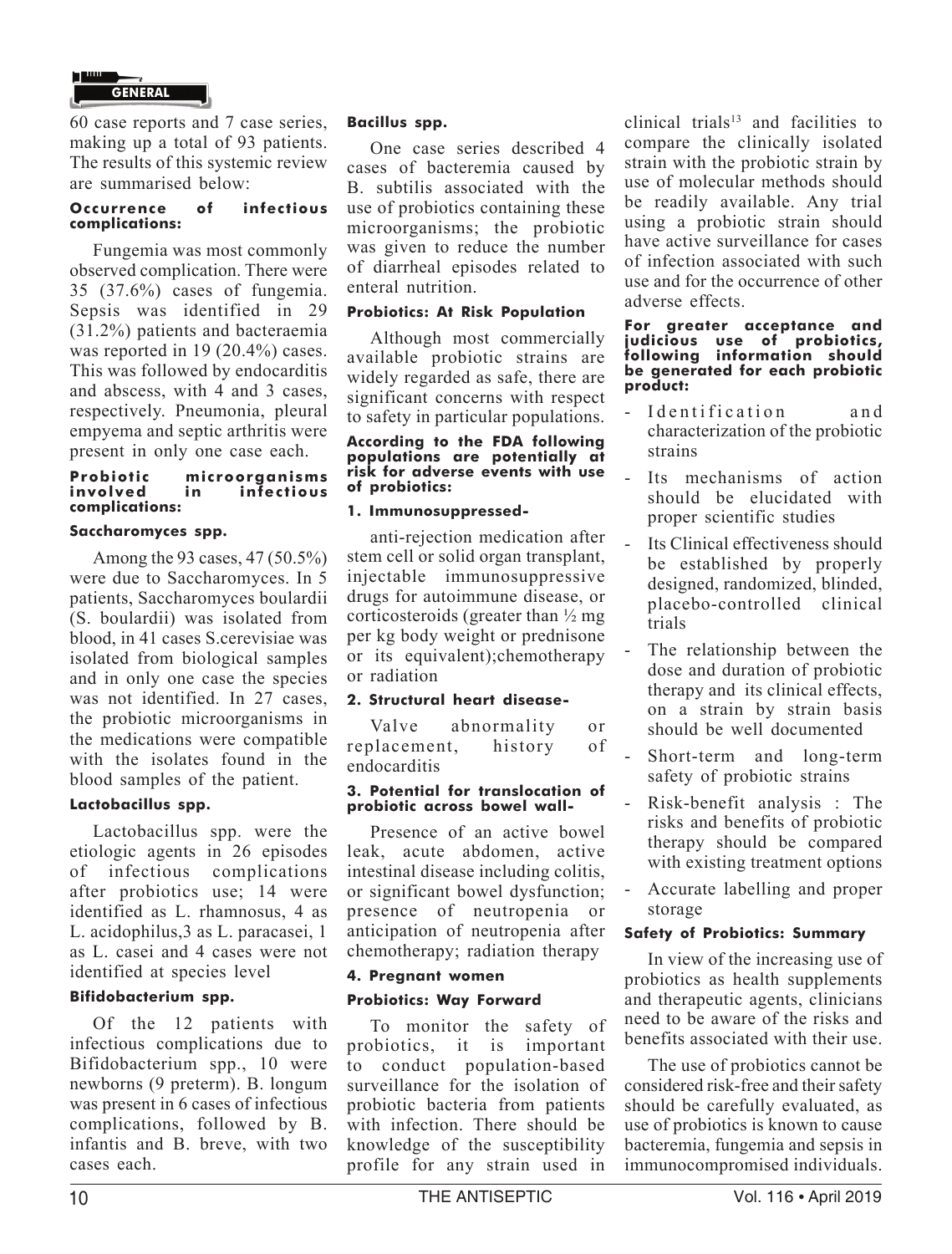60 case reports and 7 case series, making up a total of 93 patients. The results of this systemic review are summarised below:

#### Occurrence of infectious complications:

Fungemia was most commonly observed complication. There were 35 (37.6%) cases of fungemia. Sepsis was identified in 29 (31.2%) patients and bacteraemia was reported in 19 (20.4%) cases. This was followed by endocarditis and abscess, with 4 and 3 cases, respectively. Pneumonia, pleural empyema and septic arthritis were present in only one case each.

#### Probiotic microorganisms involved in infectious complications:

#### Saccharomyces spp.

Among the 93 cases, 47 (50.5%) were due to Saccharomyces. In 5 patients, Saccharomyces boulardii (S. boulardii) was isolated from blood, in 41 cases S.cerevisiae was isolated from biological samples and in only one case the species was not identified. In 27 cases, the probiotic microorganisms in the medications were compatible with the isolates found in the blood samples of the patient.

#### Lactobacillus spp.

Lactobacillus spp. were the etiologic agents in 26 episodes of infectious complications after probiotics use; 14 were identified as L. rhamnosus, 4 as L. acidophilus,3 as L. paracasei, 1 as L. casei and 4 cases were not identified at species level

#### Bifidobacterium spp.

Of the 12 patients with infectious complications due to Bifidobacterium spp., 10 were newborns (9 preterm). B. longum was present in 6 cases of infectious complications, followed by B. infantis and B. breve, with two cases each.

#### Bacillus spp.

One case series described 4 cases of bacteremia caused by B. subtilis associated with the use of probiotics containing these microorganisms; the probiotic was given to reduce the number of diarrheal episodes related to enteral nutrition.

#### Probiotics: At Risk Population

Although most commercially available probiotic strains are widely regarded as safe, there are significant concerns with respect to safety in particular populations.

#### According to the FDA following populations are potentially at risk for adverse events with use of probiotics:

#### 1. Immunosuppressed-

anti-rejection medication after stem cell or solid organ transplant, injectable immunosuppressive drugs for autoimmune disease, or corticosteroids (greater than ½ mg per kg body weight or prednisone or its equivalent);chemotherapy or radiation

#### 2. Structural heart disease-

Valve abnormality or replacement, history of endocarditis

#### 3. Potential for translocation of probiotic across bowel wall-

Presence of an active bowel leak, acute abdomen, active intestinal disease including colitis, or significant bowel dysfunction; presence of neutropenia or anticipation of neutropenia after chemotherapy; radiation therapy

#### 4. Pregnant women

#### Probiotics: Way Forward

To monitor the safety of probiotics, it is important to conduct population-based surveillance for the isolation of probiotic bacteria from patients with infection. There should be knowledge of the susceptibility profile for any strain used in clinical trials[13] and facilities to compare the clinically isolated strain with the probiotic strain by use of molecular methods should be readily available. Any trial using a probiotic strain should have active surveillance for cases of infection associated with such use and for the occurrence of other adverse effects.

#### For greater acceptance and judicious use of probiotics, following information should be generated for each probiotic product:

- Identification and characterization of the probiotic strains
- Its mechanisms of action should be elucidated with proper scientific studies
- Its Clinical effectiveness should be established by properly designed, randomized, blinded, placebo-controlled clinical trials
- The relationship between the dose and duration of probiotic therapy and its clinical effects, on a strain by strain basis should be well documented
- Short-term and long-term safety of probiotic strains
- Risk-benefit analysis : The risks and benefits of probiotic therapy should be compared with existing treatment options
- Accurate labelling and proper storage

#### Safety of Probiotics: Summary

In view of the increasing use of probiotics as health supplements and therapeutic agents, clinicians need to be aware of the risks and benefits associated with their use.

The use of probiotics cannot be considered risk-free and their safety should be carefully evaluated, as use of probiotics is known to cause bacteremia, fungemia and sepsis in immunocompromised individuals.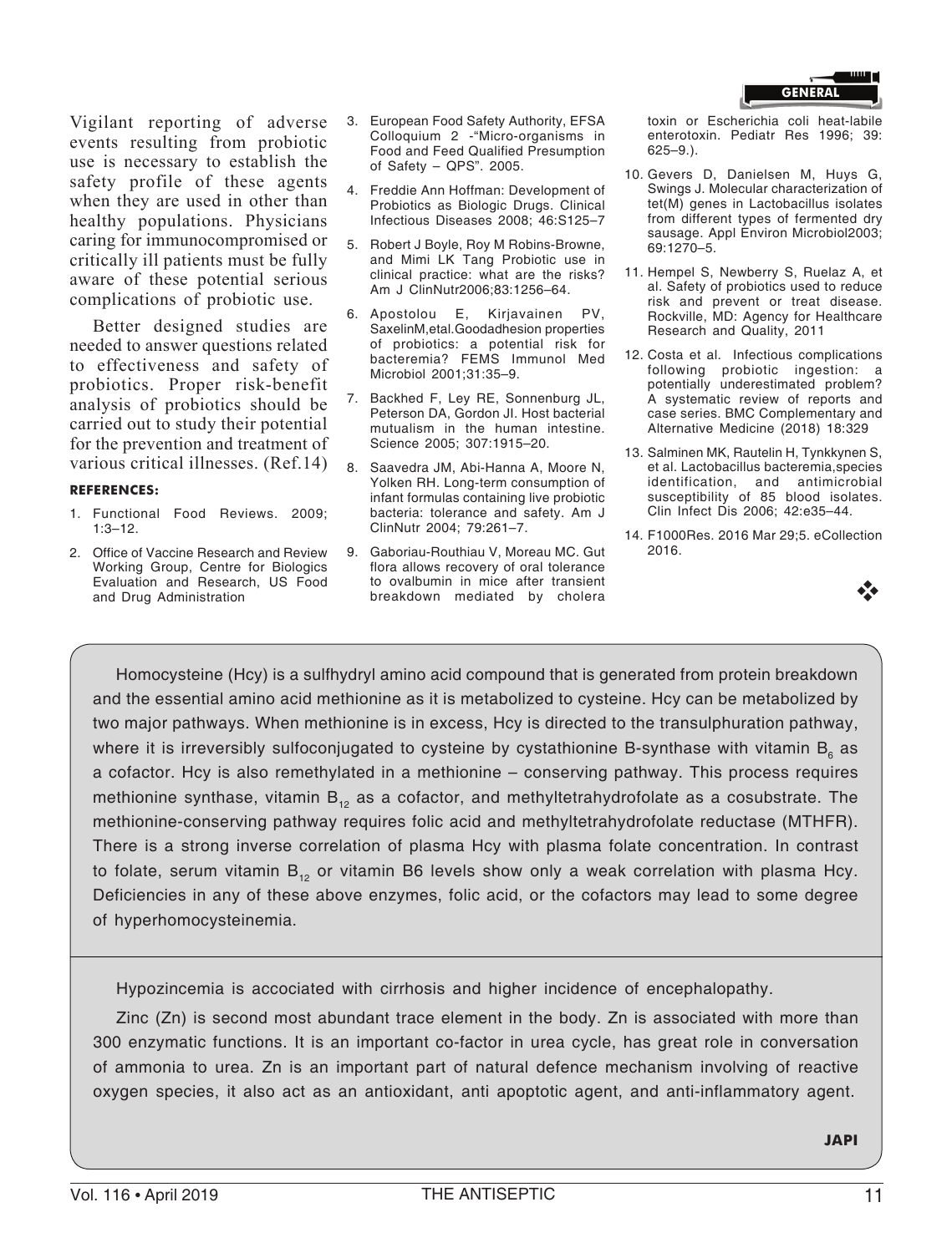Vigilant reporting of adverse events resulting from probiotic use is necessary to establish the safety profile of these agents when they are used in other than healthy populations. Physicians caring for immunocompromised or critically ill patients must be fully aware of these potential serious complications of probiotic use.

Better designed studies are needed to answer questions related to effectiveness and safety of probiotics. Proper risk-benefit analysis of probiotics should be carried out to study their potential for the prevention and treatment of various critical illnesses. (Ref.14)

#### REFERENCES:

1. Functional Food Reviews. 2009; 1:3–12.
2. Office of Vaccine Research and Review Working Group, Centre for Biologics Evaluation and Research, US Food and Drug Administration
3. European Food Safety Authority, EFSA Colloquium 2 -"Micro-organisms in Food and Feed Qualified Presumption of Safety – QPS". 2005.
4. Freddie Ann Hoffman: Development of Probiotics as Biologic Drugs. Clinical Infectious Diseases 2008; 46:S125–7
5. Robert J Boyle, Roy M Robins-Browne, and Mimi LK Tang Probiotic use in clinical practice: what are the risks? Am J ClinNutr2006;83:1256–64.
6. Apostolou E, Kirjavainen PV, SaxelinM,etal.Goodadhesion properties of probiotics: a potential risk for bacteremia? FEMS Immunol Med Microbiol 2001;31:35–9.
7. Backhed F, Ley RE, Sonnenburg JL, Peterson DA, Gordon JI. Host bacterial mutualism in the human intestine. Science 2005; 307:1915–20.
8. Saavedra JM, Abi-Hanna A, Moore N, Yolken RH. Long-term consumption of infant formulas containing live probiotic bacteria: tolerance and safety. Am J ClinNutr 2004; 79:261–7.
9. Gaboriau-Routhiau V, Moreau MC. Gut flora allows recovery of oral tolerance to ovalbumin in mice after transient breakdown mediated by cholera toxin or Escherichia coli heat-labile enterotoxin. Pediatr Res 1996; 39: 625–9.).
10. Gevers D, Danielsen M, Huys G, Swings J. Molecular characterization of tet(M) genes in Lactobacillus isolates from different types of fermented dry sausage. Appl Environ Microbiol2003; 69:1270–5.
11. Hempel S, Newberry S, Ruelaz A, et al. Safety of probiotics used to reduce risk and prevent or treat disease. Rockville, MD: Agency for Healthcare Research and Quality, 2011
12. Costa et al. Infectious complications following probiotic ingestion: a potentially underestimated problem? A systematic review of reports and case series. BMC Complementary and Alternative Medicine (2018) 18:329
13. Salminen MK, Rautelin H, Tynkkynen S, et al. Lactobacillus bacteremia,species identification, and antimicrobial susceptibility of 85 blood isolates. Clin Infect Dis 2006; 42:e35–44.
14. F1000Res. 2016 Mar 29;5. eCollection 2016.

❖

Homocysteine (Hcy) is a sulfhydryl amino acid compound that is generated from protein breakdown and the essential amino acid methionine as it is metabolized to cysteine. Hcy can be metabolized by two major pathways. When methionine is in excess, Hcy is directed to the transulphuration pathway, where it is irreversibly sulfoconjugated to cysteine by cystathionine B-synthase with vitamin $B_6$ as a cofactor. Hcy is also remethylated in a methionine – conserving pathway. This process requires methionine synthase, vitamin $B_{12}$ as a cofactor, and methyltetrahydrofolate as a cosubstrate. The methionine-conserving pathway requires folic acid and methyltetrahydrofolate reductase (MTHFR). There is a strong inverse correlation of plasma Hcy with plasma folate concentration. In contrast to folate, serum vitamin $B_{12}$ or vitamin B6 levels show only a weak correlation with plasma Hcy. Deficiencies in any of these above enzymes, folic acid, or the cofactors may lead to some degree of hyperhomocysteinemia.

Hypozincemia is accociated with cirrhosis and higher incidence of encephalopathy.

Zinc (Zn) is second most abundant trace element in the body. Zn is associated with more than 300 enzymatic functions. It is an important co-factor in urea cycle, has great role in conversation of ammonia to urea. Zn is an important part of natural defence mechanism involving of reactive oxygen species, it also act as an antioxidant, anti apoptotic agent, and anti-inflammatory agent.

**JAPI**